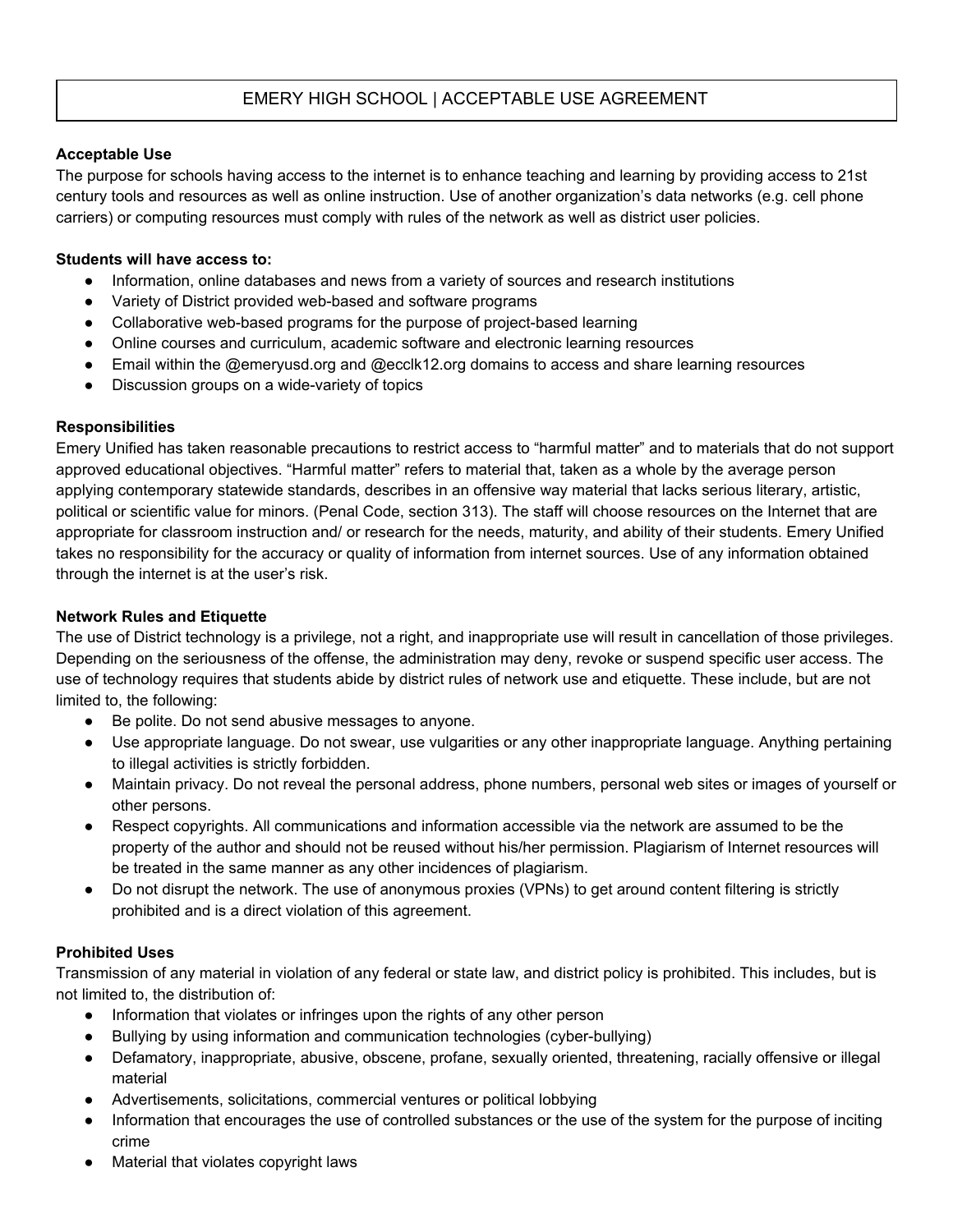# EMERY HIGH SCHOOL | ACCEPTABLE USE AGREEMENT

**Acceptable Use**

The purpose for schools having access to the internet is to enhance teaching and learning by providing access to 21st century tools and resources as well as online instruction. Use of another organization's data networks (e.g. cell phone carriers) or computing resources must comply with rules of the network as well as district user policies.

**Students will have access to:**

- Information, online databases and news from a variety of sources and research institutions
- Variety of District provided web-based and software programs
- Collaborative web-based programs for the purpose of project-based learning
- Online courses and curriculum, academic software and electronic learning resources
- Email within the @emeryusd.org and @ecclk12.org domains to access and share learning resources
- Discussion groups on a wide-variety of topics

**Responsibilities**

Emery Unified has taken reasonable precautions to restrict access to "harmful matter" and to materials that do not support approved educational objectives. "Harmful matter" refers to material that, taken as a whole by the average person applying contemporary statewide standards, describes in an offensive way material that lacks serious literary, artistic, political or scientific value for minors. (Penal Code, section 313). The staff will choose resources on the Internet that are appropriate for classroom instruction and/ or research for the needs, maturity, and ability of their students. Emery Unified takes no responsibility for the accuracy or quality of information from internet sources. Use of any information obtained through the internet is at the user's risk.

**Network Rules and Etiquette**

The use of District technology is a privilege, not a right, and inappropriate use will result in cancellation of those privileges. Depending on the seriousness of the offense, the administration may deny, revoke or suspend specific user access. The use of technology requires that students abide by district rules of network use and etiquette. These include, but are not limited to, the following:

- Be polite. Do not send abusive messages to anyone.
- Use appropriate language. Do not swear, use vulgarities or any other inappropriate language. Anything pertaining to illegal activities is strictly forbidden.
- Maintain privacy. Do not reveal the personal address, phone numbers, personal web sites or images of yourself or other persons.
- Respect copyrights. All communications and information accessible via the network are assumed to be the property of the author and should not be reused without his/her permission. Plagiarism of Internet resources will be treated in the same manner as any other incidences of plagiarism.
- Do not disrupt the network. The use of anonymous proxies (VPNs) to get around content filtering is strictly prohibited and is a direct violation of this agreement.

**Prohibited Uses**

Transmission of any material in violation of any federal or state law, and district policy is prohibited. This includes, but is not limited to, the distribution of:

- Information that violates or infringes upon the rights of any other person
- Bullying by using information and communication technologies (cyber-bullying)
- Defamatory, inappropriate, abusive, obscene, profane, sexually oriented, threatening, racially offensive or illegal material
- Advertisements, solicitations, commercial ventures or political lobbying
- Information that encourages the use of controlled substances or the use of the system for the purpose of inciting crime
- Material that violates copyright laws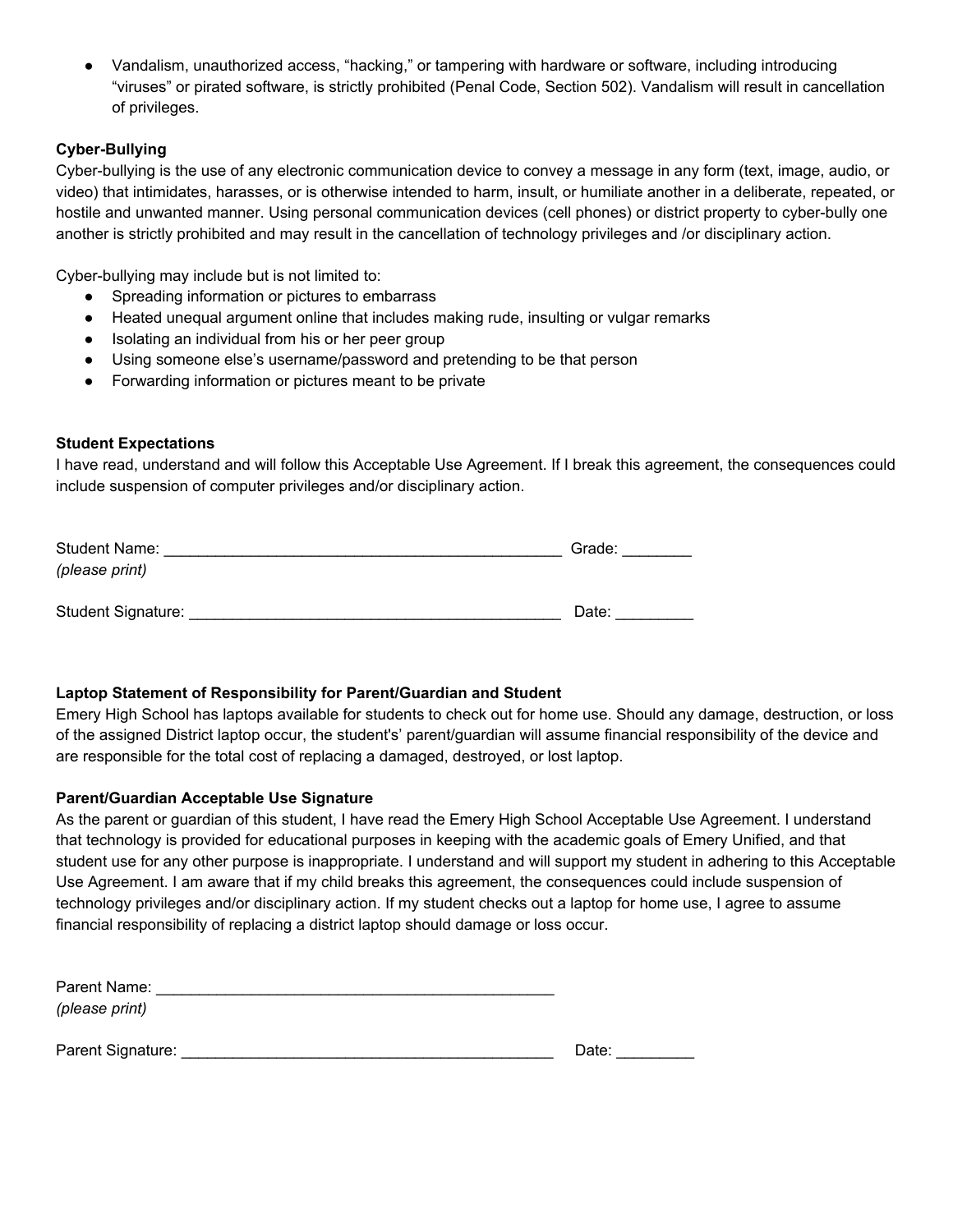- Vandalism, unauthorized access, “hacking,” or tampering with hardware or software, including introducing “viruses” or pirated software, is strictly prohibited (Penal Code, Section 502). Vandalism will result in cancellation of privileges.

**Cyber-Bullying**

Cyber-bullying is the use of any electronic communication device to convey a message in any form (text, image, audio, or video) that intimidates, harasses, or is otherwise intended to harm, insult, or humiliate another in a deliberate, repeated, or hostile and unwanted manner. Using personal communication devices (cell phones) or district property to cyber-bully one another is strictly prohibited and may result in the cancellation of technology privileges and /or disciplinary action.

Cyber-bullying may include but is not limited to:

- Spreading information or pictures to embarrass
- Heated unequal argument online that includes making rude, insulting or vulgar remarks
- Isolating an individual from his or her peer group
- Using someone else’s username/password and pretending to be that person
- Forwarding information or pictures meant to be private

**Student Expectations**

I have read, understand and will follow this Acceptable Use Agreement. If I break this agreement, the consequences could include suspension of computer privileges and/or disciplinary action.

Student Name: ______________________________________________ Grade: ________
*(please print)*

Student Signature: ___________________________________________ Date: _________

**Laptop Statement of Responsibility for Parent/Guardian and Student**

Emery High School has laptops available for students to check out for home use. Should any damage, destruction, or loss of the assigned District laptop occur, the student's’ parent/guardian will assume financial responsibility of the device and are responsible for the total cost of replacing a damaged, destroyed, or lost laptop.

**Parent/Guardian Acceptable Use Signature**

As the parent or guardian of this student, I have read the Emery High School Acceptable Use Agreement. I understand that technology is provided for educational purposes in keeping with the academic goals of Emery Unified, and that student use for any other purpose is inappropriate. I understand and will support my student in adhering to this Acceptable Use Agreement. I am aware that if my child breaks this agreement, the consequences could include suspension of technology privileges and/or disciplinary action. If my student checks out a laptop for home use, I agree to assume financial responsibility of replacing a district laptop should damage or loss occur.

Parent Name: ______________________________________________
*(please print)*

Parent Signature: ___________________________________________ Date: _________